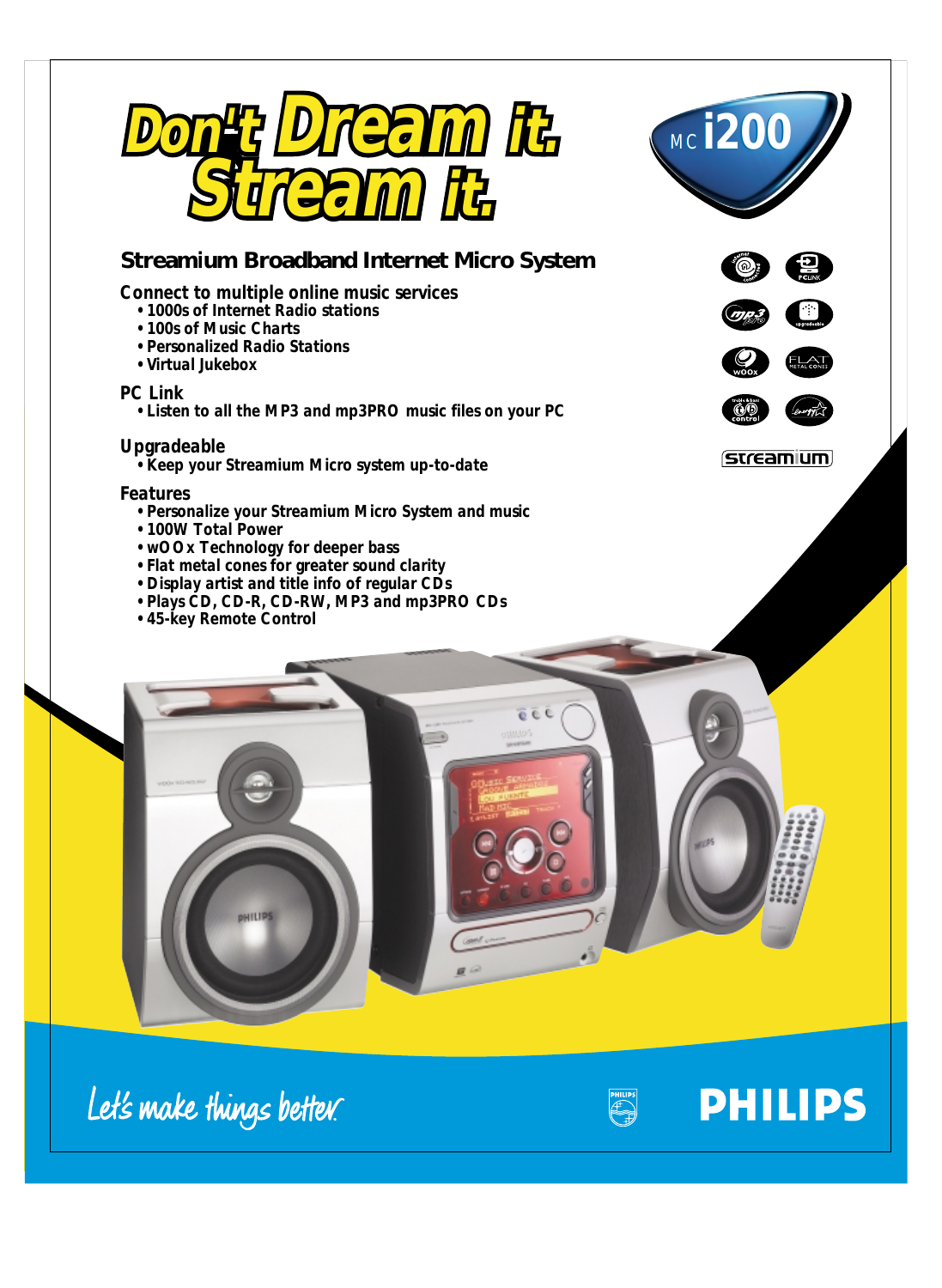# Don't Dream it. Stream it.

MC i200

## Streamium Broadband Internet Micro System

### Connect to multiple online music services

- 1000s of Internet Radio stations
- 100s of Music Charts
- Personalized Radio Stations
- Virtual Jukebox

### PC Link

- Listen to all the MP3 and mp3PRO music files on your PC

### Upgradeable

- Keep your Streamium Micro system up-to-date

### Features

- Personalize your Streamium Micro System and music
- 100W Total Power
- wOOx Technology for deeper bass
- Flat metal cones for greater sound clarity
- Display artist and title info of regular CDs
- Plays CD, CD-R, CD-RW, MP3 and mp3PRO CDs
- 45-key Remote Control

streamium

Let's make things better.

PHILIPS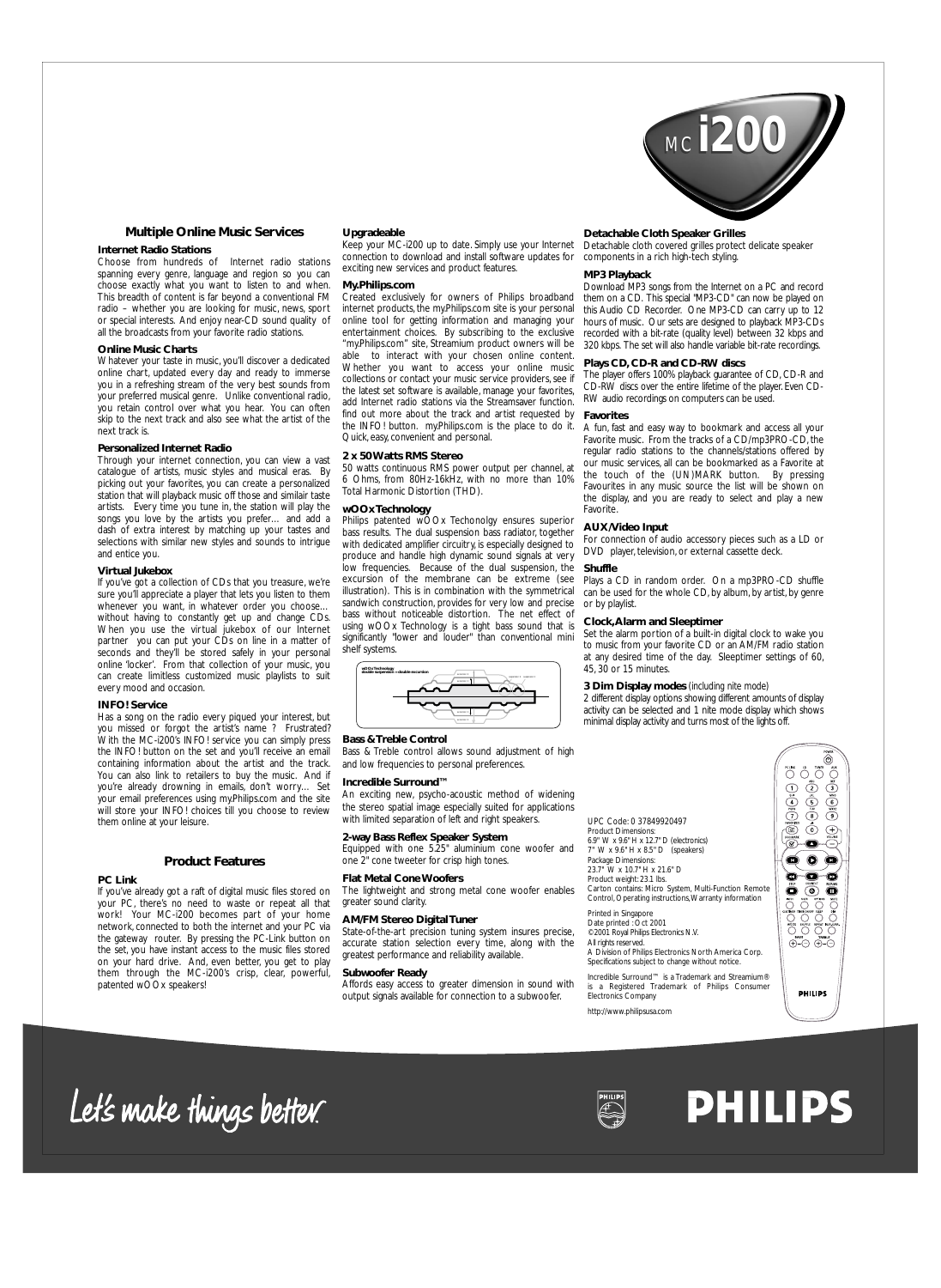# MC i200

## Multiple Online Music Services

### Internet Radio Stations

Choose from hundreds of Internet radio stations spanning every genre, language and region so you can choose exactly what you want to listen to and when. This breadth of content is far beyond a conventional FM radio – whether you are looking for music, news, sport or special interests. And enjoy near-CD sound quality of all the broadcasts from your favorite radio stations.

### Online Music Charts

Whatever your taste in music, you'll discover a dedicated online chart, updated every day and ready to immerse you in a refreshing stream of the very best sounds from your preferred musical genre. Unlike conventional radio, you retain control over what you hear. You can often skip to the next track and also see what the artist of the next track is.

### Personalized Internet Radio

Through your internet connection, you can view a vast catalogue of artists, music styles and musical eras. By picking out your favorites, you can create a personalized station that will playback music off those and similair taste artists. Every time you tune in, the station will play the songs you love by the artists you prefer… and add a dash of extra interest by matching up your tastes and selections with similar new styles and sounds to intrigue and entice you.

### Virtual Jukebox

If you've got a collection of CDs that you treasure, we're sure you'll appreciate a player that lets you listen to them whenever you want, in whatever order you choose… without having to constantly get up and change CDs. When you use the virtual jukebox of our Internet partner you can put your CDs on line in a matter of seconds and they'll be stored safely in your personal online 'locker'. From that collection of your music, you can create limitless customized music playlists to suit every mood and occasion.

### INFO! Service

Has a song on the radio every piqued your interest, but you missed or forgot the artist's name ? Frustrated? With the MC-i200's INFO! service you can simply press the INFO! button on the set and you'll receive an email containing information about the artist and the track. You can also link to retailers to buy the music. And if you're already drowning in emails, don't worry… Set your email preferences using my.Philips.com and the site will store your INFO! choices till you choose to review them online at your leisure.

## Product Features

### PC Link

If you've already got a raft of digital music files stored on your PC, there's no need to waste or repeat all that work! Your MC-i200 becomes part of your home network, connected to both the internet and your PC via the gateway router. By pressing the PC-Link button on the set, you have instant access to the music files stored on your hard drive. And, even better, you get to play them through the MC-i200's crisp, clear, powerful, patented wOOx speakers!

### Upgradeable

Keep your MC-i200 up to date. Simply use your Internet connection to download and install software updates for exciting new services and product features.

### My.Philips.com

Created exclusively for owners of Philips broadband internet products, the my.Philips.com site is your personal online tool for getting information and managing your entertainment choices. By subscribing to the exclusive "my.Philips.com" site, Streamium product owners will be able to interact with your chosen online content. Whether you want to access your online music collections or contact your music service providers, see if the latest set software is available, manage your favorites, add Internet radio stations via the Streamsaver function. find out more about the track and artist requested by the INFO! button. my.Philips.com is the place to do it. Quick, easy, convenient and personal.

### 2 x 50 Watts RMS Stereo

50 watts continuous RMS power output per channel, at 6 Ohms, from 80Hz-16kHz, with no more than 10% Total Harmonic Distortion (THD).

### wOOx Technology

Philips patented wOOx Techonolgy ensures superior bass results. The dual suspension bass radiator, together with dedicated amplifier circuitry, is especially designed to produce and handle high dynamic sound signals at very low frequencies. Because of the dual suspension, the excursion of the membrane can be extreme (see illustration). This is in combination with the symmetrical sandwich construction, provides for very low and precise bass without noticeable distortion. The net effect of using wOOx Technology is a tight bass sound that is significantly "lower and louder" than conventional mini shelf systems.

wOOx Technology
double suspension = double excursion

### Bass & Treble Control

Bass & Treble control allows sound adjustment of high and low frequencies to personal preferences.

### Incredible Surround™

An exciting new, psycho-acoustic method of widening the stereo spatial image especially suited for applications with limited separation of left and right speakers.

### 2-way Bass Reflex Speaker System

Equipped with one 5.25" aluminium cone woofer and one 2" cone tweeter for crisp high tones.

### Flat Metal Cone Woofers

The lightweight and strong metal cone woofer enables greater sound clarity.

### AM/FM Stereo Digital Tuner

State-of-the-art precision tuning system insures precise, accurate station selection every time, along with the greatest performance and reliability available.

### Subwoofer Ready

Affords easy access to greater dimension in sound with output signals available for connection to a subwoofer.

### Detachable Cloth Speaker Grilles

Detachable cloth covered grilles protect delicate speaker components in a rich high-tech styling.

### MP3 Playback

Download MP3 songs from the Internet on a PC and record them on a CD. This special "MP3-CD" can now be played on this Audio CD Recorder. One MP3-CD can carry up to 12 hours of music. Our sets are designed to playback MP3-CDs recorded with a bit-rate (quality level) between 32 kbps and 320 kbps. The set will also handle variable bit-rate recordings.

### Plays CD, CD-R and CD-RW discs

The player offers 100% playback guarantee of CD, CD-R and CD-RW discs over the entire lifetime of the player. Even CD-RW audio recordings on computers can be used.

### Favorites

A fun, fast and easy way to bookmark and access all your Favorite music. From the tracks of a CD/mp3PRO-CD, the regular radio stations to the channels/stations offered by our music services, all can be bookmarked as a Favorite at the touch of the (UN)MARK button. By pressing Favourites in any music source the list will be shown on the display, and you are ready to select and play a new Favorite.

### AUX/Video Input

For connection of audio accessory pieces such as a LD or DVD player, television, or external cassette deck.

### Shuffle

Plays a CD in random order. On a mp3PRO-CD shuffle can be used for the whole CD, by album, by artist, by genre or by playlist.

### Clock, Alarm and Sleeptimer

Set the alarm portion of a built-in digital clock to wake you to music from your favorite CD or an AM/FM radio station at any desired time of the day. Sleeptimer settings of 60, 45, 30 or 15 minutes.

### 3 Dim Display modes (including nite mode)

2 different display options showing different amounts of display activity can be selected and 1 nite mode display which shows minimal display activity and turns most of the lights off.

UPC Code: 0 37849920497
Product Dimensions:
6.9" W x 9.6" H x 12.7" D (electronics)
7" W x 9.6" H x 8.5" D (speakers)
Package Dimensions:
23.7" W x 10.7" H x 21.6" D
Product weight: 23.1 lbs.
Carton contains: Micro System, Multi-Function Remote Control, Operating instructions, Warranty information

Printed in Singapore
Date printed : Oct 2001
©2001 Royal Philips Electronics N.V.
All rights reserved.
A Division of Philips Electronics North America Corp.
Specifications subject to change without notice.

Incredible Surround™ is a Trademark and Streamium® is a Registered Trademark of Philips Consumer Electronics Company

http://www.philipsusa.com

Let's make things better.

PHILIPS